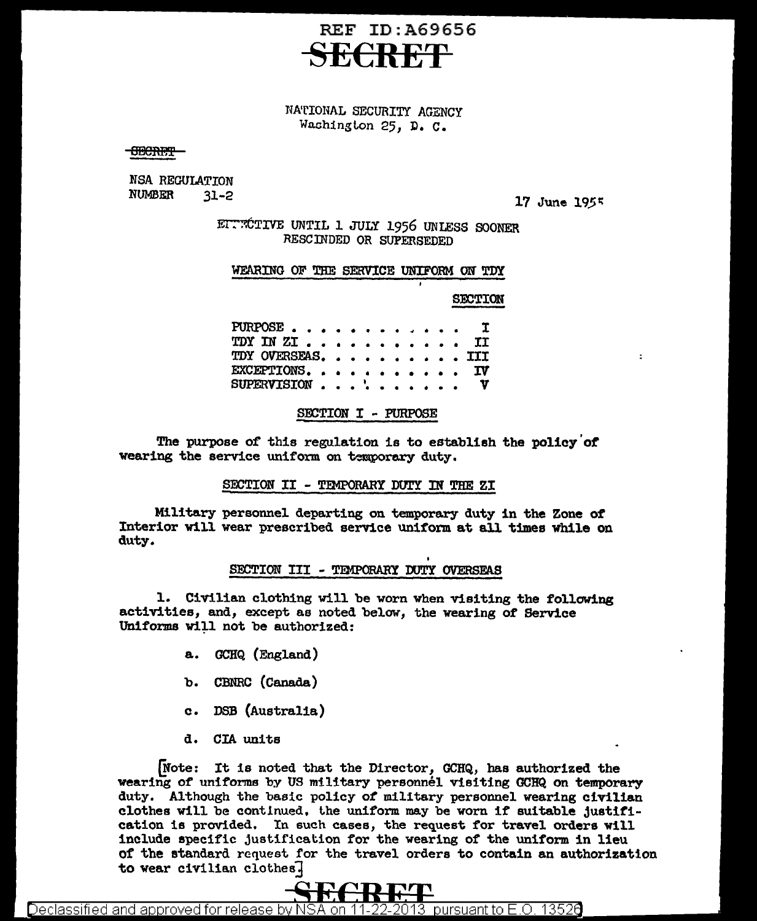REF ID:A69656

SECRET

NATIONAL SECURITY AGENCY
Washington 25, D. C.

SECRET

NSA REGULATION
NUMBER 31-2

17 June 1955

EFFECTIVE UNTIL 1 JULY 1956 UNLESS SOONER
RESCINDED OR SUPERSEDED

## WEARING OF THE SERVICE UNIFORM ON TDY

| | SECTION |
|---|---|
| PURPOSE | I |
| TDY IN ZI | II |
| TDY OVERSEAS | III |
| EXCEPTIONS | IV |
| SUPERVISION | V |

### SECTION I - PURPOSE

The purpose of this regulation is to establish the policy of wearing the service uniform on temporary duty.

### SECTION II - TEMPORARY DUTY IN THE ZI

Military personnel departing on temporary duty in the Zone of Interior will wear prescribed service uniform at all times while on duty.

### SECTION III - TEMPORARY DUTY OVERSEAS

1. Civilian clothing will be worn when visiting the following activities, and, except as noted below, the wearing of Service Uniforms will not be authorized:

   a. GCHQ (England)

   b. CBNRC (Canada)

   c. DSB (Australia)

   d. CIA units

[Note: It is noted that the Director, GCHQ, has authorized the wearing of uniforms by US military personnel visiting GCHQ on temporary duty. Although the basic policy of military personnel wearing civilian clothes will be continued, the uniform may be worn if suitable justification is provided. In such cases, the request for travel orders will include specific justification for the wearing of the uniform in lieu of the standard request for the travel orders to contain an authorization to wear civilian clothes.]

SECRET

Declassified and approved for release by NSA on 11-22-2013 pursuant to E.O. 13526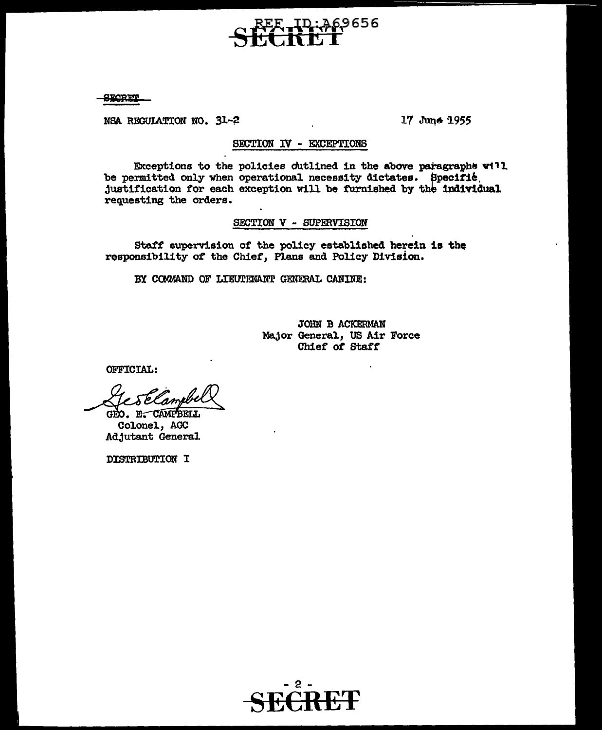SECRET

NSA REGULATION NO. 31-2                                        17 June 1955

## SECTION IV - EXCEPTIONS

Exceptions to the policies outlined in the above paragraphs will be permitted only when operational necessity dictates. Specific justification for each exception will be furnished by the individual requesting the orders.

## SECTION V - SUPERVISION

Staff supervision of the policy established herein is the responsibility of the Chief, Plans and Policy Division.

BY COMMAND OF LIEUTENANT GENERAL CANINE:

JOHN B ACKERMAN
Major General, US Air Force
Chief of Staff

OFFICIAL:

GEO. E. CAMPBELL
Colonel, AGC
Adjutant General

DISTRIBUTION I